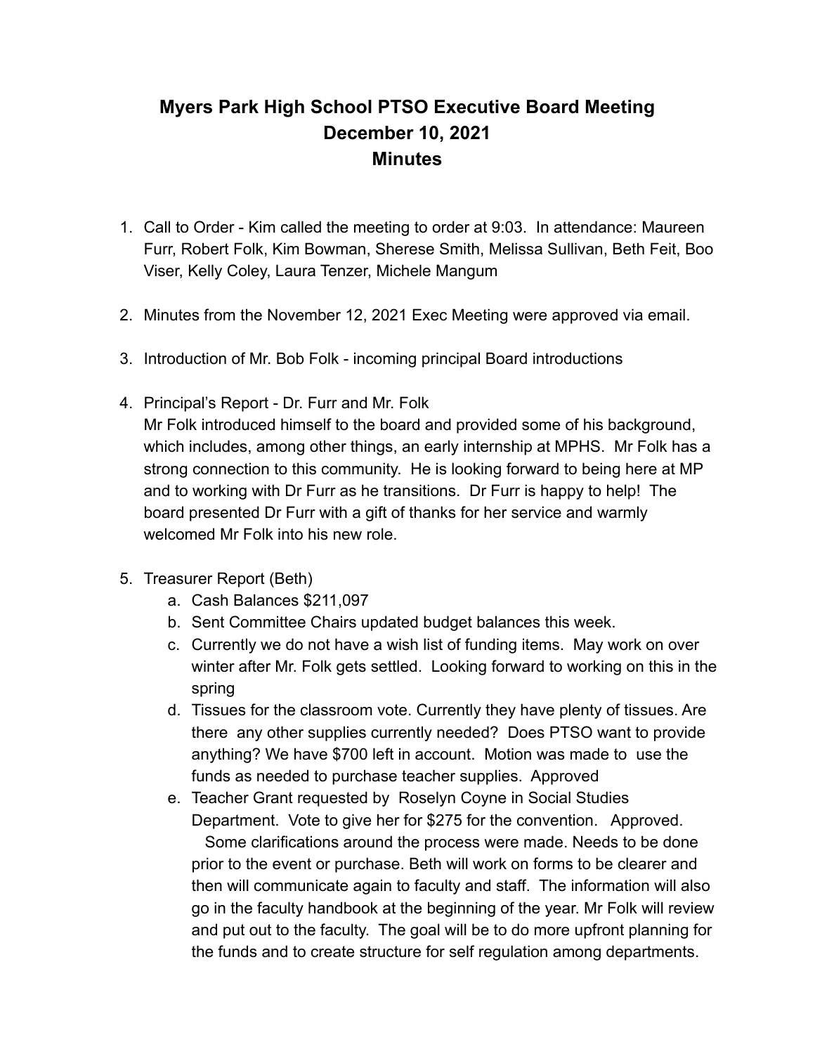# Myers Park High School PTSO Executive Board Meeting
## December 10, 2021
## Minutes

1. Call to Order - Kim called the meeting to order at 9:03. In attendance: Maureen Furr, Robert Folk, Kim Bowman, Sherese Smith, Melissa Sullivan, Beth Feit, Boo Viser, Kelly Coley, Laura Tenzer, Michele Mangum

2. Minutes from the November 12, 2021 Exec Meeting were approved via email.

3. Introduction of Mr. Bob Folk - incoming principal Board introductions

4. Principal's Report - Dr. Furr and Mr. Folk
   Mr Folk introduced himself to the board and provided some of his background, which includes, among other things, an early internship at MPHS. Mr Folk has a strong connection to this community. He is looking forward to being here at MP and to working with Dr Furr as he transitions. Dr Furr is happy to help! The board presented Dr Furr with a gift of thanks for her service and warmly welcomed Mr Folk into his new role.

5. Treasurer Report (Beth)
   a. Cash Balances $211,097
   b. Sent Committee Chairs updated budget balances this week.
   c. Currently we do not have a wish list of funding items. May work on over winter after Mr. Folk gets settled. Looking forward to working on this in the spring
   d. Tissues for the classroom vote. Currently they have plenty of tissues. Are there any other supplies currently needed? Does PTSO want to provide anything? We have $700 left in account. Motion was made to use the funds as needed to purchase teacher supplies. Approved
   e. Teacher Grant requested by Roselyn Coyne in Social Studies Department. Vote to give her for $275 for the convention. Approved.
      Some clarifications around the process were made. Needs to be done prior to the event or purchase. Beth will work on forms to be clearer and then will communicate again to faculty and staff. The information will also go in the faculty handbook at the beginning of the year. Mr Folk will review and put out to the faculty. The goal will be to do more upfront planning for the funds and to create structure for self regulation among departments.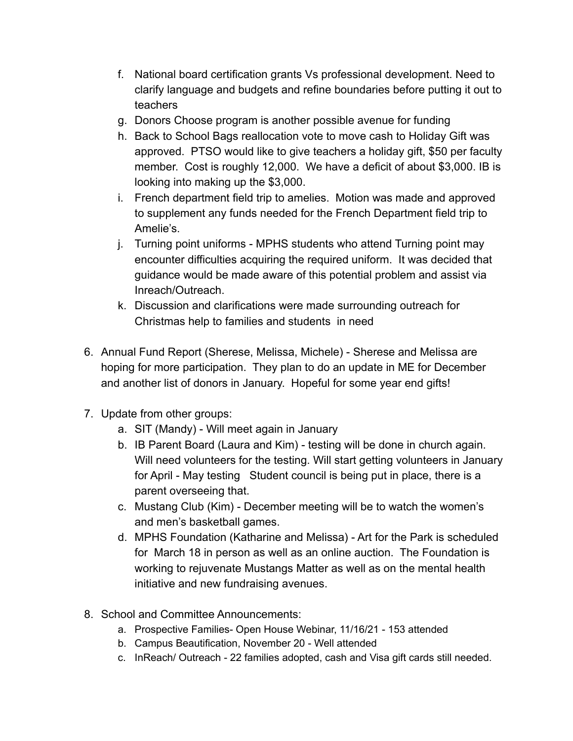f. National board certification grants Vs professional development. Need to clarify language and budgets and refine boundaries before putting it out to teachers
g. Donors Choose program is another possible avenue for funding
h. Back to School Bags reallocation vote to move cash to Holiday Gift was approved. PTSO would like to give teachers a holiday gift, $50 per faculty member. Cost is roughly 12,000. We have a deficit of about $3,000. IB is looking into making up the $3,000.
i. French department field trip to amelies. Motion was made and approved to supplement any funds needed for the French Department field trip to Amelie's.
j. Turning point uniforms - MPHS students who attend Turning point may encounter difficulties acquiring the required uniform. It was decided that guidance would be made aware of this potential problem and assist via Inreach/Outreach.
k. Discussion and clarifications were made surrounding outreach for Christmas help to families and students in need

6. Annual Fund Report (Sherese, Melissa, Michele) - Sherese and Melissa are hoping for more participation. They plan to do an update in ME for December and another list of donors in January. Hopeful for some year end gifts!

7. Update from other groups:
   a. SIT (Mandy) - Will meet again in January
   b. IB Parent Board (Laura and Kim) - testing will be done in church again. Will need volunteers for the testing. Will start getting volunteers in January for April - May testing Student council is being put in place, there is a parent overseeing that.
   c. Mustang Club (Kim) - December meeting will be to watch the women's and men's basketball games.
   d. MPHS Foundation (Katharine and Melissa) - Art for the Park is scheduled for March 18 in person as well as an online auction. The Foundation is working to rejuvenate Mustangs Matter as well as on the mental health initiative and new fundraising avenues.

8. School and Committee Announcements:
   a. Prospective Families- Open House Webinar, 11/16/21 - 153 attended
   b. Campus Beautification, November 20 - Well attended
   c. InReach/ Outreach - 22 families adopted, cash and Visa gift cards still needed.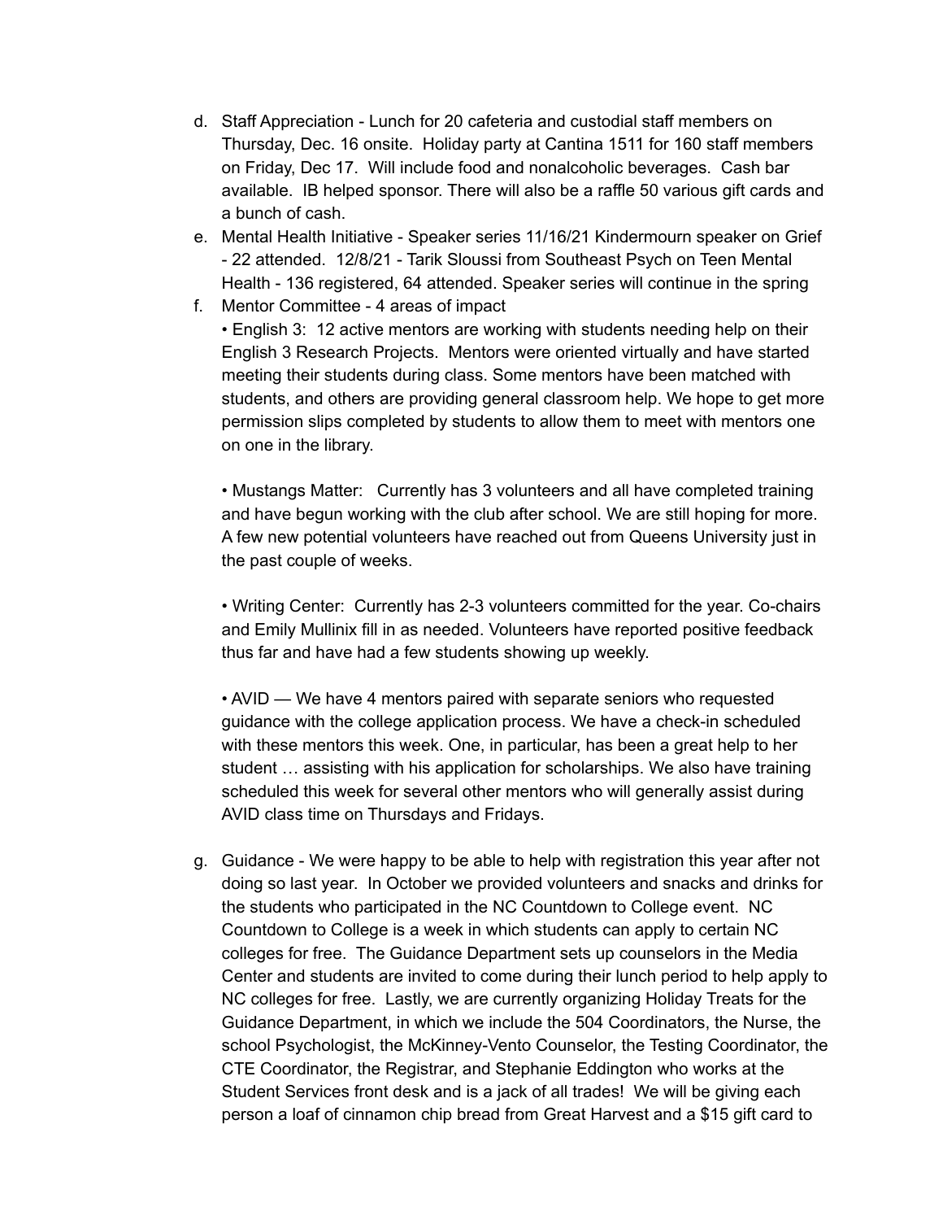d. Staff Appreciation - Lunch for 20 cafeteria and custodial staff members on Thursday, Dec. 16 onsite. Holiday party at Cantina 1511 for 160 staff members on Friday, Dec 17. Will include food and nonalcoholic beverages. Cash bar available. IB helped sponsor. There will also be a raffle 50 various gift cards and a bunch of cash.

e. Mental Health Initiative - Speaker series 11/16/21 Kindermourn speaker on Grief - 22 attended. 12/8/21 - Tarik Sloussi from Southeast Psych on Teen Mental Health - 136 registered, 64 attended. Speaker series will continue in the spring

f. Mentor Committee - 4 areas of impact

   • English 3: 12 active mentors are working with students needing help on their English 3 Research Projects. Mentors were oriented virtually and have started meeting their students during class. Some mentors have been matched with students, and others are providing general classroom help. We hope to get more permission slips completed by students to allow them to meet with mentors one on one in the library.

   • Mustangs Matter: Currently has 3 volunteers and all have completed training and have begun working with the club after school. We are still hoping for more. A few new potential volunteers have reached out from Queens University just in the past couple of weeks.

   • Writing Center: Currently has 2-3 volunteers committed for the year. Co-chairs and Emily Mullinix fill in as needed. Volunteers have reported positive feedback thus far and have had a few students showing up weekly.

   • AVID — We have 4 mentors paired with separate seniors who requested guidance with the college application process. We have a check-in scheduled with these mentors this week. One, in particular, has been a great help to her student … assisting with his application for scholarships. We also have training scheduled this week for several other mentors who will generally assist during AVID class time on Thursdays and Fridays.

g. Guidance - We were happy to be able to help with registration this year after not doing so last year. In October we provided volunteers and snacks and drinks for the students who participated in the NC Countdown to College event. NC Countdown to College is a week in which students can apply to certain NC colleges for free. The Guidance Department sets up counselors in the Media Center and students are invited to come during their lunch period to help apply to NC colleges for free. Lastly, we are currently organizing Holiday Treats for the Guidance Department, in which we include the 504 Coordinators, the Nurse, the school Psychologist, the McKinney-Vento Counselor, the Testing Coordinator, the CTE Coordinator, the Registrar, and Stephanie Eddington who works at the Student Services front desk and is a jack of all trades! We will be giving each person a loaf of cinnamon chip bread from Great Harvest and a $15 gift card to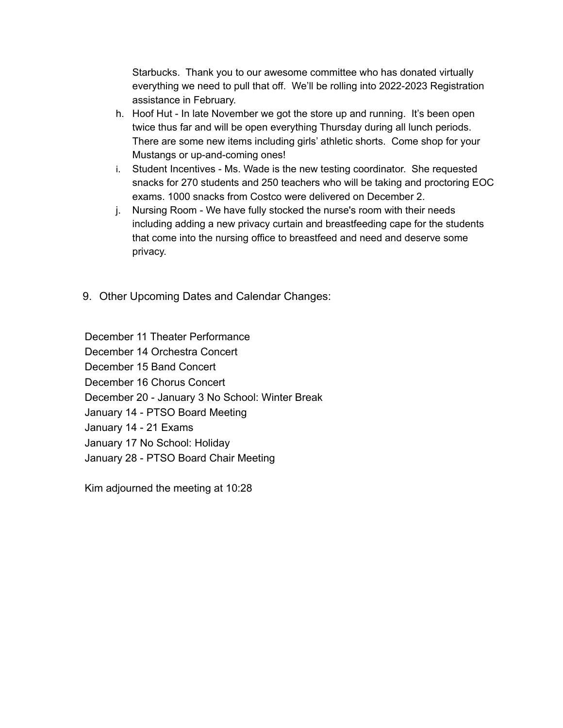Starbucks. Thank you to our awesome committee who has donated virtually everything we need to pull that off. We'll be rolling into 2022-2023 Registration assistance in February.

h. Hoof Hut - In late November we got the store up and running. It's been open twice thus far and will be open everything Thursday during all lunch periods. There are some new items including girls' athletic shorts. Come shop for your Mustangs or up-and-coming ones!

i. Student Incentives - Ms. Wade is the new testing coordinator. She requested snacks for 270 students and 250 teachers who will be taking and proctoring EOC exams. 1000 snacks from Costco were delivered on December 2.

j. Nursing Room - We have fully stocked the nurse's room with their needs including adding a new privacy curtain and breastfeeding cape for the students that come into the nursing office to breastfeed and need and deserve some privacy.

9. Other Upcoming Dates and Calendar Changes:

December 11 Theater Performance
December 14 Orchestra Concert
December 15 Band Concert
December 16 Chorus Concert
December 20 - January 3 No School: Winter Break
January 14 - PTSO Board Meeting
January 14 - 21 Exams
January 17 No School: Holiday
January 28 - PTSO Board Chair Meeting

Kim adjourned the meeting at 10:28